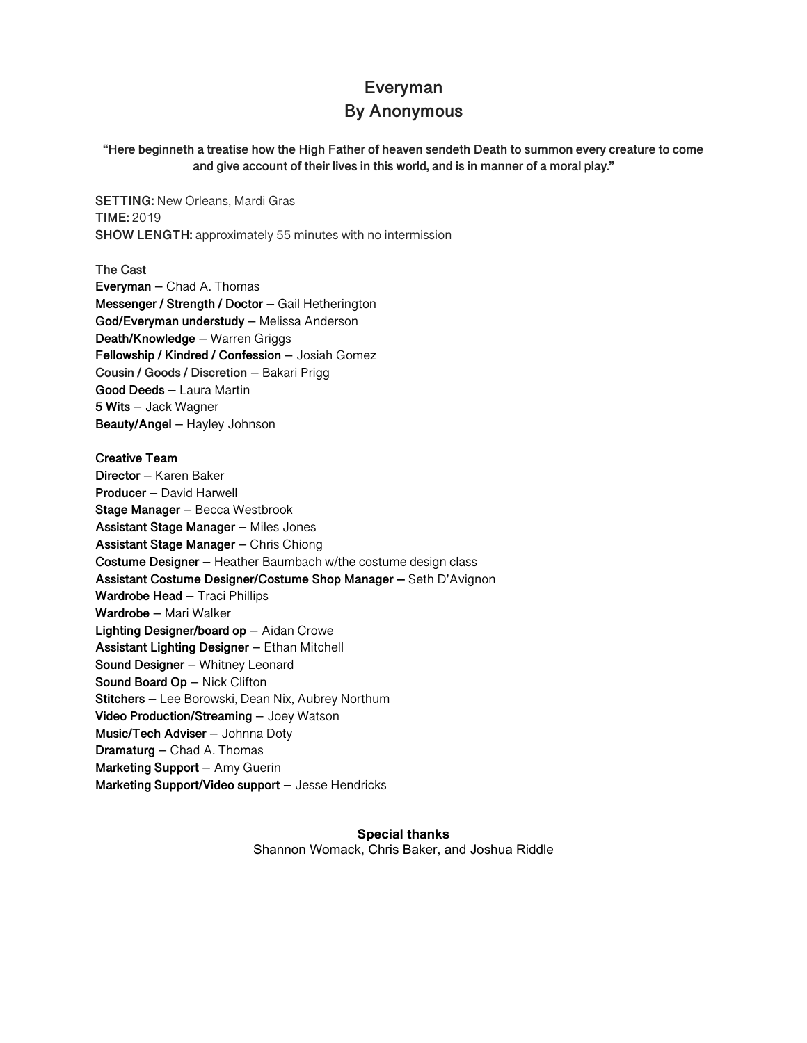# Everyman
# By Anonymous

**"Here beginneth a treatise how the High Father of heaven sendeth Death to summon every creature to come and give account of their lives in this world, and is in manner of a moral play."**

**SETTING:** New Orleans, Mardi Gras
**TIME:** 2019
**SHOW LENGTH:** approximately 55 minutes with no intermission

## The Cast

**Everyman** – Chad A. Thomas
**Messenger / Strength / Doctor** – Gail Hetherington
**God/Everyman understudy** – Melissa Anderson
**Death/Knowledge** – Warren Griggs
**Fellowship / Kindred / Confession** – Josiah Gomez
**Cousin / Goods / Discretion** – Bakari Prigg
**Good Deeds** – Laura Martin
**5 Wits** – Jack Wagner
**Beauty/Angel** – Hayley Johnson

## Creative Team

**Director** – Karen Baker
**Producer** – David Harwell
**Stage Manager** – Becca Westbrook
**Assistant Stage Manager** – Miles Jones
**Assistant Stage Manager** – Chris Chiong
**Costume Designer** – Heather Baumbach w/the costume design class
**Assistant Costume Designer/Costume Shop Manager –** Seth D'Avignon
**Wardrobe Head** – Traci Phillips
**Wardrobe** – Mari Walker
**Lighting Designer/board op** – Aidan Crowe
**Assistant Lighting Designer** – Ethan Mitchell
**Sound Designer** – Whitney Leonard
**Sound Board Op** – Nick Clifton
**Stitchers** – Lee Borowski, Dean Nix, Aubrey Northum
**Video Production/Streaming** – Joey Watson
**Music/Tech Adviser** – Johnna Doty
**Dramaturg** – Chad A. Thomas
**Marketing Support** – Amy Guerin
**Marketing Support/Video support** – Jesse Hendricks

**Special thanks**
Shannon Womack, Chris Baker, and Joshua Riddle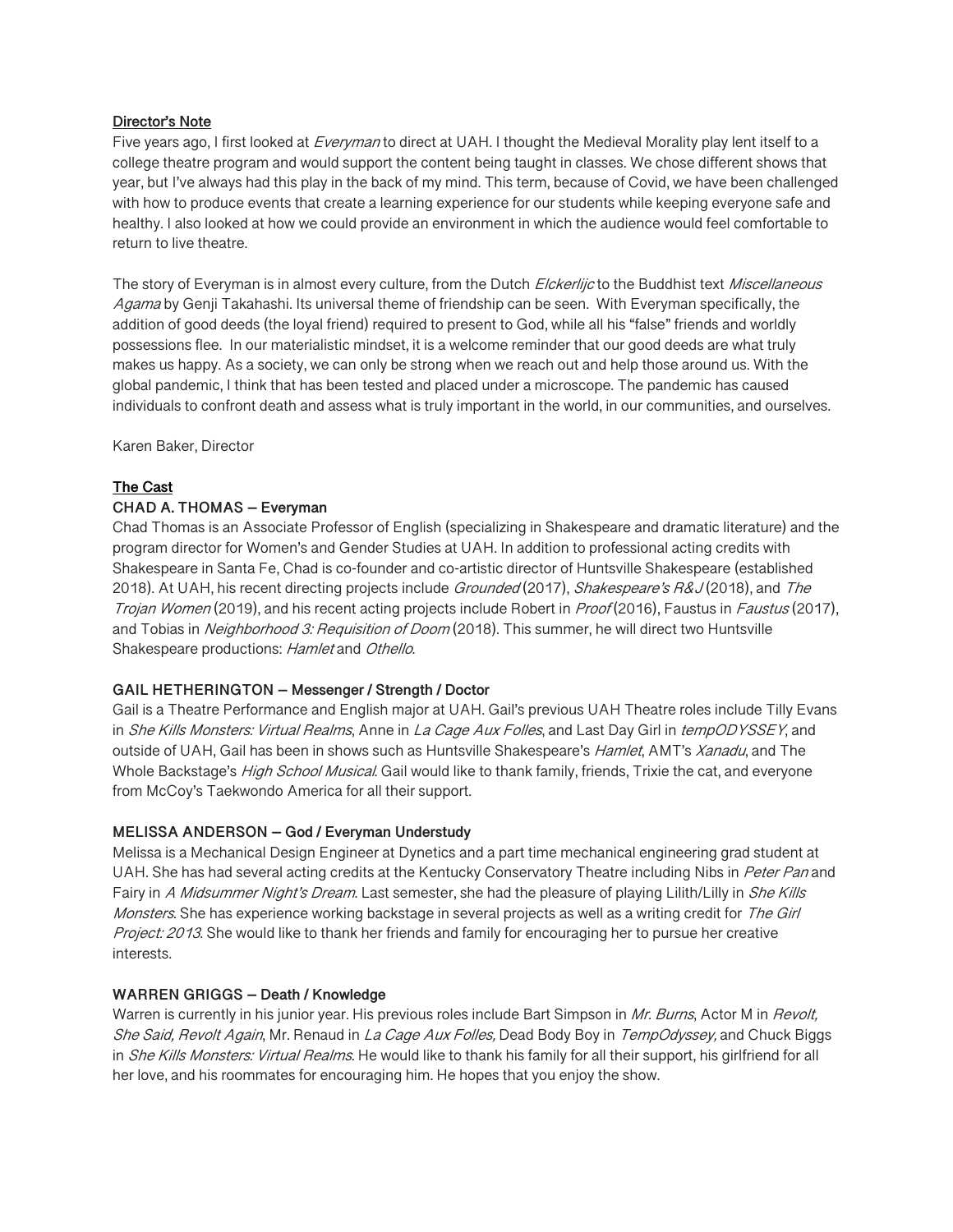## Director's Note

Five years ago, I first looked at *Everyman* to direct at UAH. I thought the Medieval Morality play lent itself to a college theatre program and would support the content being taught in classes. We chose different shows that year, but I've always had this play in the back of my mind. This term, because of Covid, we have been challenged with how to produce events that create a learning experience for our students while keeping everyone safe and healthy. I also looked at how we could provide an environment in which the audience would feel comfortable to return to live theatre.

The story of Everyman is in almost every culture, from the Dutch *Elckerlijc* to the Buddhist text *Miscellaneous Agama* by Genji Takahashi. Its universal theme of friendship can be seen. With Everyman specifically, the addition of good deeds (the loyal friend) required to present to God, while all his "false" friends and worldly possessions flee. In our materialistic mindset, it is a welcome reminder that our good deeds are what truly makes us happy. As a society, we can only be strong when we reach out and help those around us. With the global pandemic, I think that has been tested and placed under a microscope. The pandemic has caused individuals to confront death and assess what is truly important in the world, in our communities, and ourselves.

Karen Baker, Director

## The Cast

### CHAD A. THOMAS – Everyman

Chad Thomas is an Associate Professor of English (specializing in Shakespeare and dramatic literature) and the program director for Women's and Gender Studies at UAH. In addition to professional acting credits with Shakespeare in Santa Fe, Chad is co-founder and co-artistic director of Huntsville Shakespeare (established 2018). At UAH, his recent directing projects include *Grounded* (2017), *Shakespeare's R&J* (2018), and *The Trojan Women* (2019), and his recent acting projects include Robert in *Proof* (2016), Faustus in *Faustus* (2017), and Tobias in *Neighborhood 3: Requisition of Doom* (2018). This summer, he will direct two Huntsville Shakespeare productions: *Hamlet* and *Othello*.

### GAIL HETHERINGTON – Messenger / Strength / Doctor

Gail is a Theatre Performance and English major at UAH. Gail's previous UAH Theatre roles include Tilly Evans in *She Kills Monsters: Virtual Realms*, Anne in *La Cage Aux Folles*, and Last Day Girl in *tempODYSSEY*, and outside of UAH, Gail has been in shows such as Huntsville Shakespeare's *Hamlet*, AMT's *Xanadu*, and The Whole Backstage's *High School Musical*. Gail would like to thank family, friends, Trixie the cat, and everyone from McCoy's Taekwondo America for all their support.

### MELISSA ANDERSON – God / Everyman Understudy

Melissa is a Mechanical Design Engineer at Dynetics and a part time mechanical engineering grad student at UAH. She has had several acting credits at the Kentucky Conservatory Theatre including Nibs in *Peter Pan* and Fairy in *A Midsummer Night's Dream*. Last semester, she had the pleasure of playing Lilith/Lilly in *She Kills Monsters*. She has experience working backstage in several projects as well as a writing credit for *The Girl Project: 2013*. She would like to thank her friends and family for encouraging her to pursue her creative interests.

### WARREN GRIGGS – Death / Knowledge

Warren is currently in his junior year. His previous roles include Bart Simpson in *Mr. Burns*, Actor M in *Revolt, She Said, Revolt Again*, Mr. Renaud in *La Cage Aux Folles,* Dead Body Boy in *TempOdyssey,* and Chuck Biggs in *She Kills Monsters: Virtual Realms.* He would like to thank his family for all their support, his girlfriend for all her love, and his roommates for encouraging him. He hopes that you enjoy the show.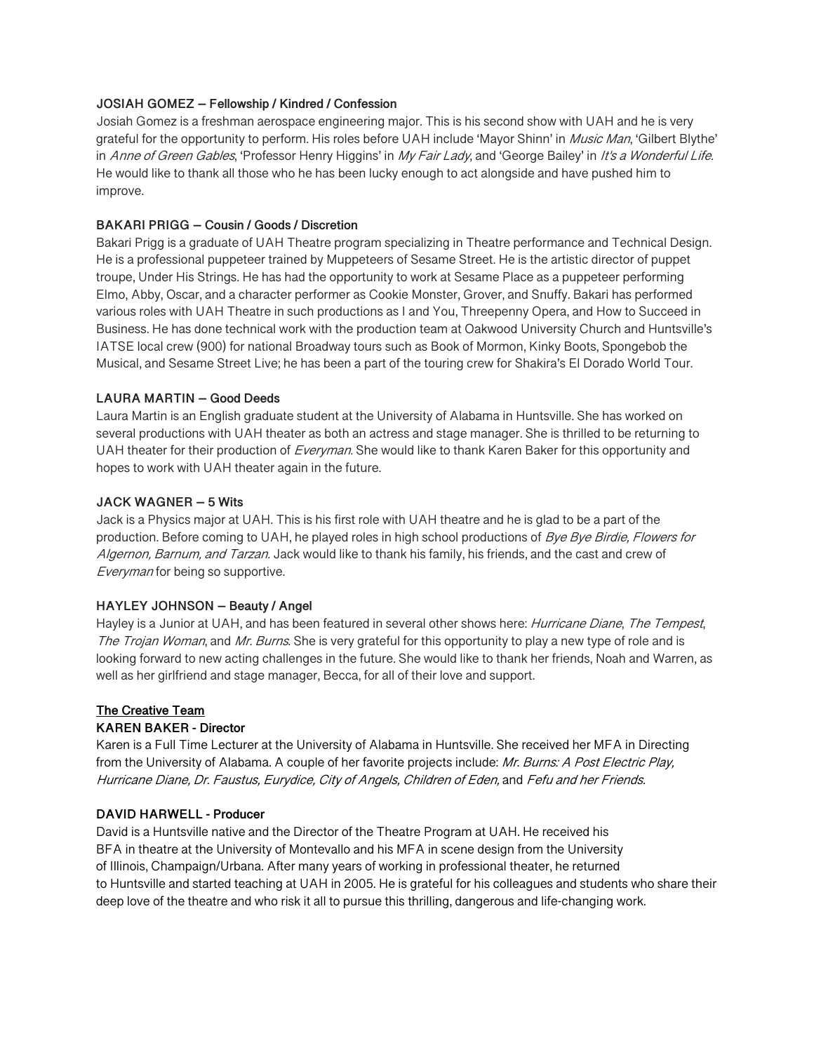**JOSIAH GOMEZ – Fellowship / Kindred / Confession**

Josiah Gomez is a freshman aerospace engineering major. This is his second show with UAH and he is very grateful for the opportunity to perform. His roles before UAH include 'Mayor Shinn' in *Music Man*, 'Gilbert Blythe' in *Anne of Green Gables*, 'Professor Henry Higgins' in *My Fair Lady*, and 'George Bailey' in *It's a Wonderful Life*. He would like to thank all those who he has been lucky enough to act alongside and have pushed him to improve.

**BAKARI PRIGG – Cousin / Goods / Discretion**

Bakari Prigg is a graduate of UAH Theatre program specializing in Theatre performance and Technical Design. He is a professional puppeteer trained by Muppeteers of Sesame Street. He is the artistic director of puppet troupe, Under His Strings. He has had the opportunity to work at Sesame Place as a puppeteer performing Elmo, Abby, Oscar, and a character performer as Cookie Monster, Grover, and Snuffy. Bakari has performed various roles with UAH Theatre in such productions as I and You, Threepenny Opera, and How to Succeed in Business. He has done technical work with the production team at Oakwood University Church and Huntsville's IATSE local crew (900) for national Broadway tours such as Book of Mormon, Kinky Boots, Spongebob the Musical, and Sesame Street Live; he has been a part of the touring crew for Shakira's El Dorado World Tour.

**LAURA MARTIN – Good Deeds**

Laura Martin is an English graduate student at the University of Alabama in Huntsville. She has worked on several productions with UAH theater as both an actress and stage manager. She is thrilled to be returning to UAH theater for their production of *Everyman.* She would like to thank Karen Baker for this opportunity and hopes to work with UAH theater again in the future.

**JACK WAGNER – 5 Wits**

Jack is a Physics major at UAH. This is his first role with UAH theatre and he is glad to be a part of the production. Before coming to UAH, he played roles in high school productions of *Bye Bye Birdie, Flowers for Algernon, Barnum, and Tarzan.* Jack would like to thank his family, his friends, and the cast and crew of *Everyman* for being so supportive.

**HAYLEY JOHNSON – Beauty / Angel**

Hayley is a Junior at UAH, and has been featured in several other shows here: *Hurricane Diane*, *The Tempest*, *The Trojan Woman*, and *Mr. Burns*. She is very grateful for this opportunity to play a new type of role and is looking forward to new acting challenges in the future. She would like to thank her friends, Noah and Warren, as well as her girlfriend and stage manager, Becca, for all of their love and support.

## The Creative Team

**KAREN BAKER - Director**

Karen is a Full Time Lecturer at the University of Alabama in Huntsville. She received her MFA in Directing from the University of Alabama. A couple of her favorite projects include: *Mr. Burns: A Post Electric Play, Hurricane Diane, Dr. Faustus, Eurydice, City of Angels, Children of Eden,* and *Fefu and her Friends*.

**DAVID HARWELL - Producer**

David is a Huntsville native and the Director of the Theatre Program at UAH. He received his BFA in theatre at the University of Montevallo and his MFA in scene design from the University of Illinois, Champaign/Urbana. After many years of working in professional theater, he returned to Huntsville and started teaching at UAH in 2005. He is grateful for his colleagues and students who share their deep love of the theatre and who risk it all to pursue this thrilling, dangerous and life-changing work.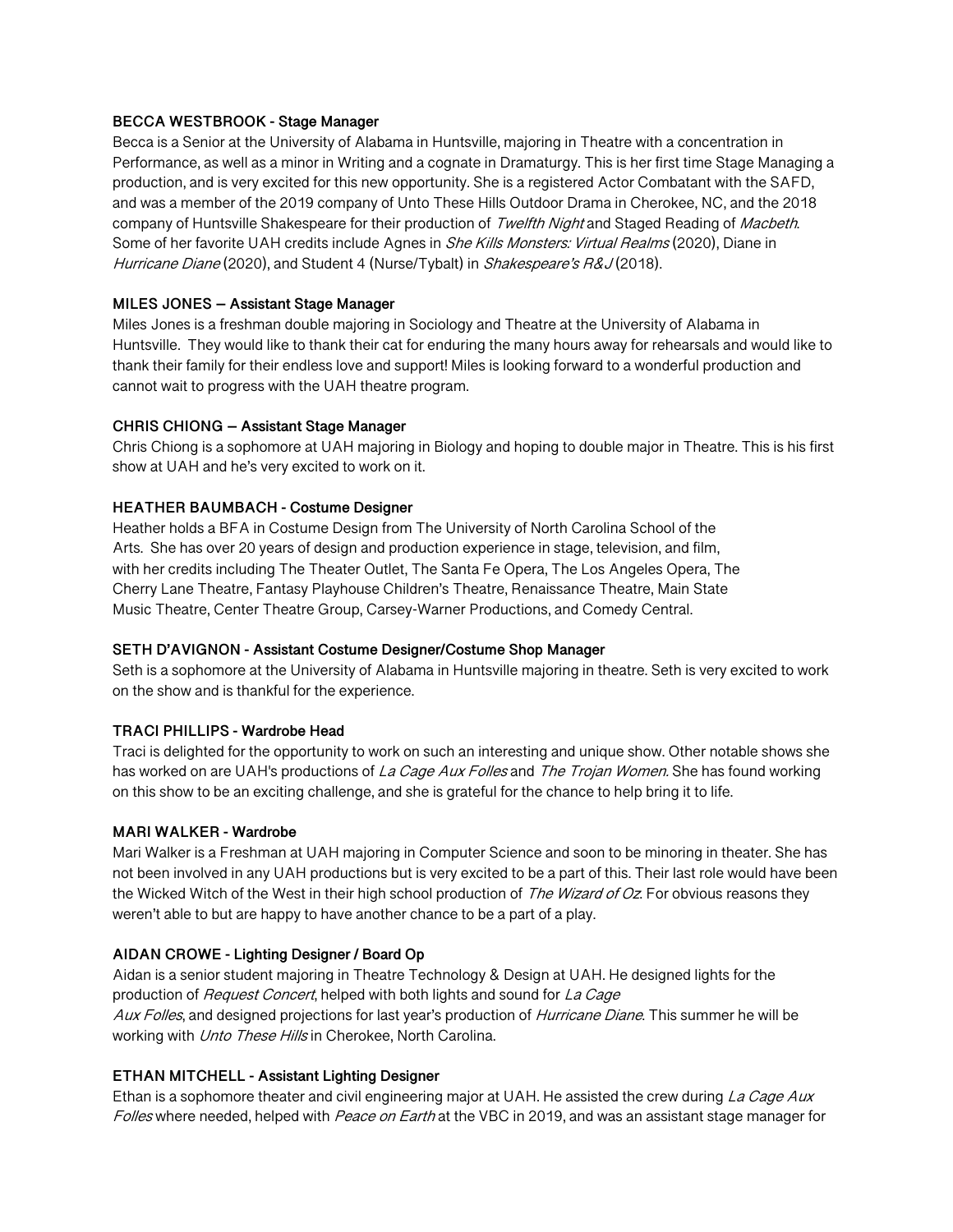**BECCA WESTBROOK - Stage Manager**

Becca is a Senior at the University of Alabama in Huntsville, majoring in Theatre with a concentration in Performance, as well as a minor in Writing and a cognate in Dramaturgy. This is her first time Stage Managing a production, and is very excited for this new opportunity. She is a registered Actor Combatant with the SAFD, and was a member of the 2019 company of Unto These Hills Outdoor Drama in Cherokee, NC, and the 2018 company of Huntsville Shakespeare for their production of *Twelfth Night* and Staged Reading of *Macbeth*. Some of her favorite UAH credits include Agnes in *She Kills Monsters: Virtual Realms* (2020), Diane in *Hurricane Diane* (2020), and Student 4 (Nurse/Tybalt) in *Shakespeare's R&J* (2018).

**MILES JONES – Assistant Stage Manager**

Miles Jones is a freshman double majoring in Sociology and Theatre at the University of Alabama in Huntsville. They would like to thank their cat for enduring the many hours away for rehearsals and would like to thank their family for their endless love and support! Miles is looking forward to a wonderful production and cannot wait to progress with the UAH theatre program.

**CHRIS CHIONG – Assistant Stage Manager**

Chris Chiong is a sophomore at UAH majoring in Biology and hoping to double major in Theatre. This is his first show at UAH and he's very excited to work on it.

**HEATHER BAUMBACH - Costume Designer**

Heather holds a BFA in Costume Design from The University of North Carolina School of the Arts. She has over 20 years of design and production experience in stage, television, and film, with her credits including The Theater Outlet, The Santa Fe Opera, The Los Angeles Opera, The Cherry Lane Theatre, Fantasy Playhouse Children's Theatre, Renaissance Theatre, Main State Music Theatre, Center Theatre Group, Carsey-Warner Productions, and Comedy Central.

**SETH D'AVIGNON - Assistant Costume Designer/Costume Shop Manager**

Seth is a sophomore at the University of Alabama in Huntsville majoring in theatre. Seth is very excited to work on the show and is thankful for the experience.

**TRACI PHILLIPS - Wardrobe Head**

Traci is delighted for the opportunity to work on such an interesting and unique show. Other notable shows she has worked on are UAH's productions of *La Cage Aux Folles* and *The Trojan Women*. She has found working on this show to be an exciting challenge, and she is grateful for the chance to help bring it to life.

**MARI WALKER - Wardrobe**

Mari Walker is a Freshman at UAH majoring in Computer Science and soon to be minoring in theater. She has not been involved in any UAH productions but is very excited to be a part of this. Their last role would have been the Wicked Witch of the West in their high school production of *The Wizard of Oz*. For obvious reasons they weren't able to but are happy to have another chance to be a part of a play.

**AIDAN CROWE - Lighting Designer / Board Op**

Aidan is a senior student majoring in Theatre Technology & Design at UAH. He designed lights for the production of *Request Concert*, helped with both lights and sound for *La Cage Aux Folles*, and designed projections for last year's production of *Hurricane Diane*. This summer he will be working with *Unto These Hills* in Cherokee, North Carolina.

**ETHAN MITCHELL - Assistant Lighting Designer**

Ethan is a sophomore theater and civil engineering major at UAH. He assisted the crew during *La Cage Aux Folles* where needed, helped with *Peace on Earth* at the VBC in 2019, and was an assistant stage manager for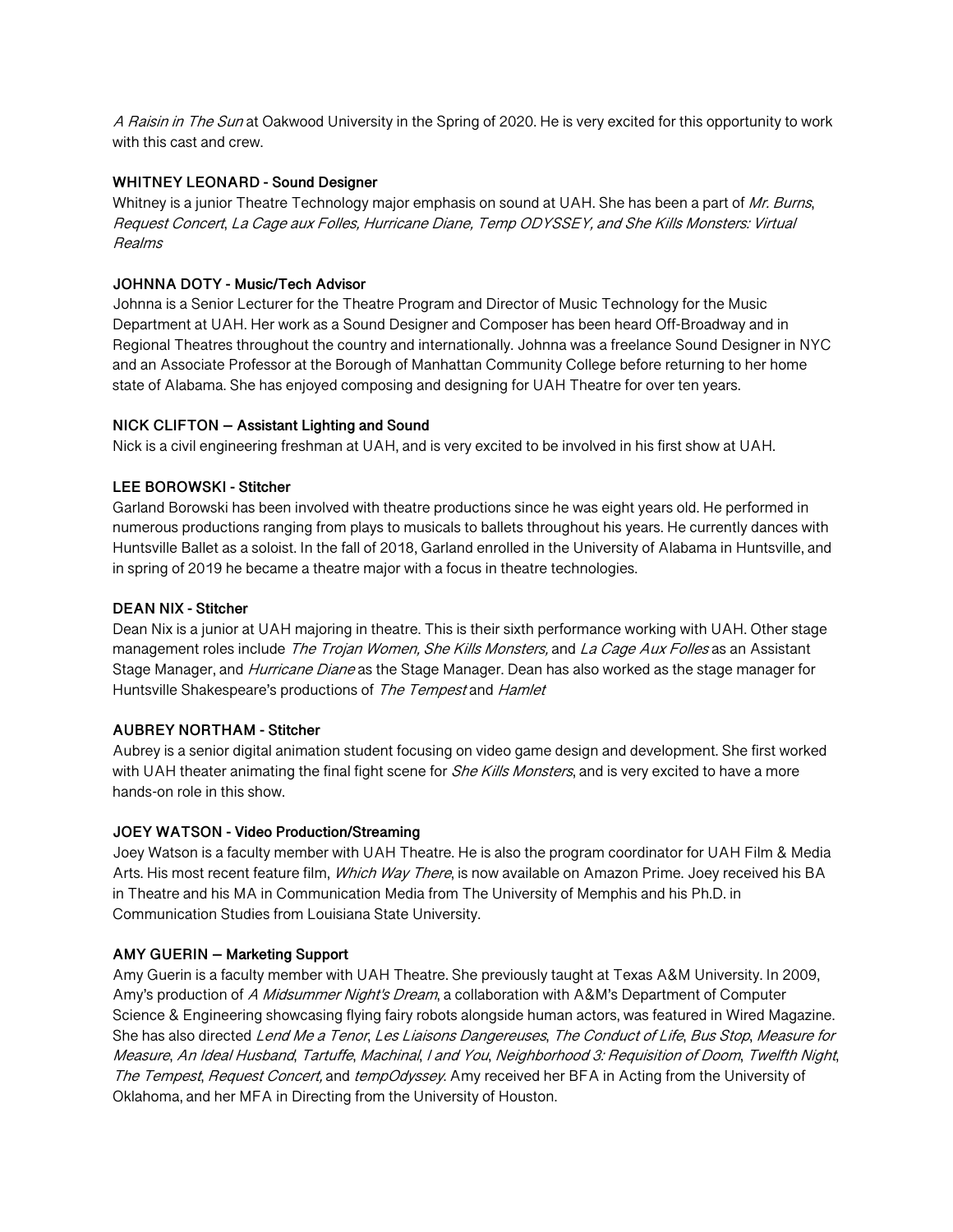*A Raisin in The Sun* at Oakwood University in the Spring of 2020. He is very excited for this opportunity to work with this cast and crew.

**WHITNEY LEONARD - Sound Designer**

Whitney is a junior Theatre Technology major emphasis on sound at UAH. She has been a part of *Mr. Burns*, *Request Concert*, *La Cage aux Folles, Hurricane Diane, Temp ODYSSEY, and She Kills Monsters: Virtual Realms*

**JOHNNA DOTY - Music/Tech Advisor**

Johnna is a Senior Lecturer for the Theatre Program and Director of Music Technology for the Music Department at UAH. Her work as a Sound Designer and Composer has been heard Off-Broadway and in Regional Theatres throughout the country and internationally. Johnna was a freelance Sound Designer in NYC and an Associate Professor at the Borough of Manhattan Community College before returning to her home state of Alabama. She has enjoyed composing and designing for UAH Theatre for over ten years.

**NICK CLIFTON – Assistant Lighting and Sound**

Nick is a civil engineering freshman at UAH, and is very excited to be involved in his first show at UAH.

**LEE BOROWSKI - Stitcher**

Garland Borowski has been involved with theatre productions since he was eight years old. He performed in numerous productions ranging from plays to musicals to ballets throughout his years. He currently dances with Huntsville Ballet as a soloist. In the fall of 2018, Garland enrolled in the University of Alabama in Huntsville, and in spring of 2019 he became a theatre major with a focus in theatre technologies.

**DEAN NIX - Stitcher**

Dean Nix is a junior at UAH majoring in theatre. This is their sixth performance working with UAH. Other stage management roles include *The Trojan Women, She Kills Monsters,* and *La Cage Aux Folles* as an Assistant Stage Manager, and *Hurricane Diane* as the Stage Manager. Dean has also worked as the stage manager for Huntsville Shakespeare's productions of *The Tempest* and *Hamlet*

**AUBREY NORTHAM - Stitcher**

Aubrey is a senior digital animation student focusing on video game design and development. She first worked with UAH theater animating the final fight scene for *She Kills Monsters*, and is very excited to have a more hands-on role in this show.

**JOEY WATSON - Video Production/Streaming**

Joey Watson is a faculty member with UAH Theatre. He is also the program coordinator for UAH Film & Media Arts. His most recent feature film, *Which Way There*, is now available on Amazon Prime. Joey received his BA in Theatre and his MA in Communication Media from The University of Memphis and his Ph.D. in Communication Studies from Louisiana State University.

**AMY GUERIN – Marketing Support**

Amy Guerin is a faculty member with UAH Theatre. She previously taught at Texas A&M University. In 2009, Amy's production of *A Midsummer Night's Dream*, a collaboration with A&M's Department of Computer Science & Engineering showcasing flying fairy robots alongside human actors, was featured in Wired Magazine. She has also directed *Lend Me a Tenor*, *Les Liaisons Dangereuses*, *The Conduct of Life*, *Bus Stop*, *Measure for Measure*, *An Ideal Husband*, *Tartuffe*, *Machinal*, *I and You*, *Neighborhood 3: Requisition of Doom*, *Twelfth Night*, *The Tempest*, *Request Concert,* and *tempOdyssey*. Amy received her BFA in Acting from the University of Oklahoma, and her MFA in Directing from the University of Houston.